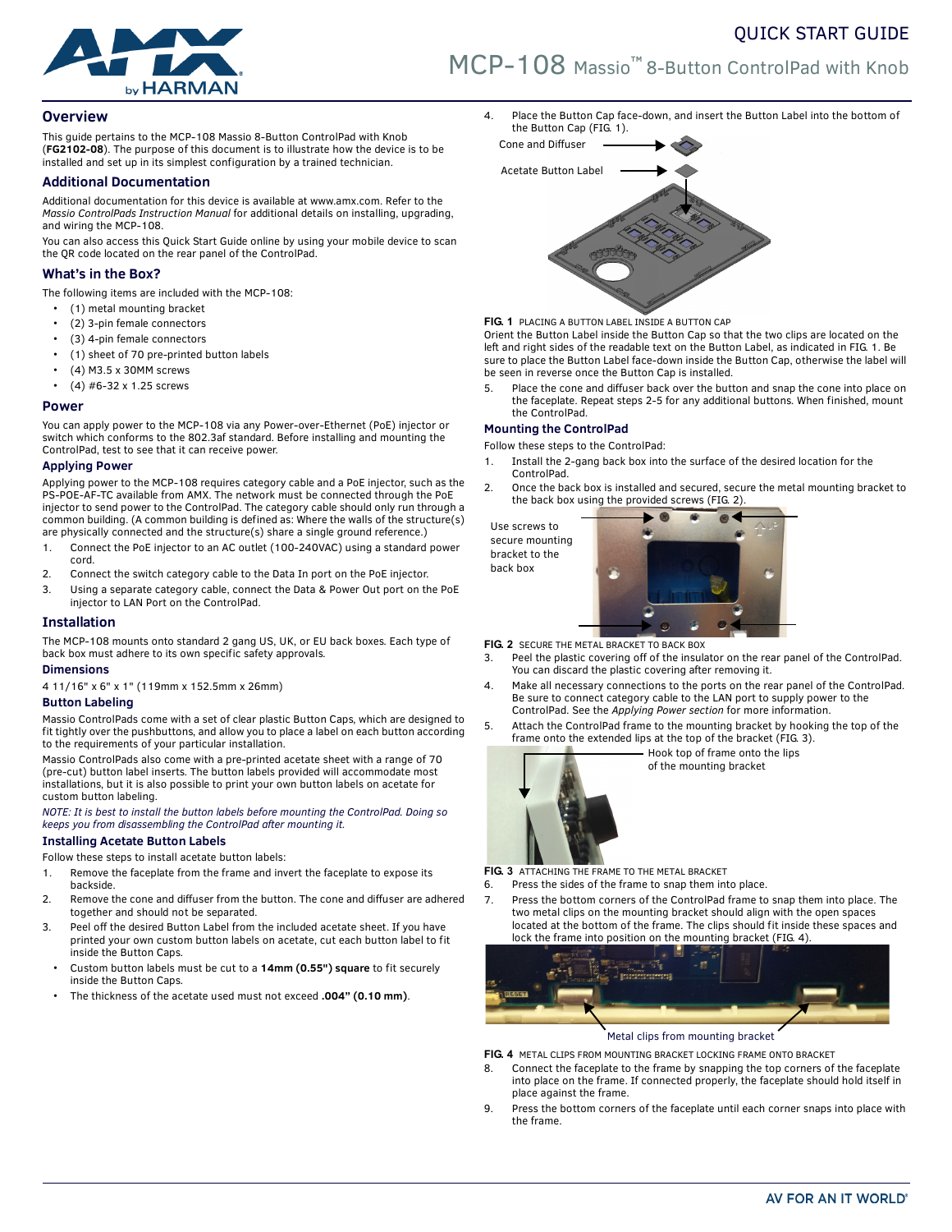# QUICK START GUIDE

# MCP-108 Massio™ 8-Button ControlPad with Knob

## Overview

This guide pertains to the MCP-108 Massio 8-Button ControlPad with Knob (**FG2102-08**). The purpose of this document is to illustrate how the device is to be installed and set up in its simplest configuration by a trained technician.

## Additional Documentation

Additional documentation for this device is available at www.amx.com. Refer to the *Massio ControlPads Instruction Manual* for additional details on installing, upgrading, and wiring the MCP-108.

You can also access this Quick Start Guide online by using your mobile device to scan the QR code located on the rear panel of the ControlPad.

## What's in the Box?

The following items are included with the MCP-108:

- (1) metal mounting bracket
- (2) 3-pin female connectors
- (3) 4-pin female connectors
- (1) sheet of 70 pre-printed button labels
- (4) M3.5 x 30MM screws
- (4) #6-32 x 1.25 screws

## Power

You can apply power to the MCP-108 via any Power-over-Ethernet (PoE) injector or switch which conforms to the 802.3af standard. Before installing and mounting the ControlPad, test to see that it can receive power.

### Applying Power

Applying power to the MCP-108 requires category cable and a PoE injector, such as the PS-POE-AF-TC available from AMX. The network must be connected through the PoE injector to send power to the ControlPad. The category cable should only run through a common building. (A common building is defined as: Where the walls of the structure(s) are physically connected and the structure(s) share a single ground reference.)

1. Connect the PoE injector to an AC outlet (100-240VAC) using a standard power cord.
2. Connect the switch category cable to the Data In port on the PoE injector.
3. Using a separate category cable, connect the Data & Power Out port on the PoE injector to LAN Port on the ControlPad.

## Installation

The MCP-108 mounts onto standard 2 gang US, UK, or EU back boxes. Each type of back box must adhere to its own specific safety approvals.

### Dimensions

4 11/16" x 6" x 1" (119mm x 152.5mm x 26mm)

### Button Labeling

Massio ControlPads come with a set of clear plastic Button Caps, which are designed to fit tightly over the pushbuttons, and allow you to place a label on each button according to the requirements of your particular installation.

Massio ControlPads also come with a pre-printed acetate sheet with a range of 70 (pre-cut) button label inserts. The button labels provided will accommodate most installations, but it is also possible to print your own button labels on acetate for custom button labeling.

*NOTE: It is best to install the button labels before mounting the ControlPad. Doing so keeps you from disassembling the ControlPad after mounting it.*

### Installing Acetate Button Labels

Follow these steps to install acetate button labels:

1. Remove the faceplate from the frame and invert the faceplate to expose its backside.
2. Remove the cone and diffuser from the button. The cone and diffuser are adhered together and should not be separated.
3. Peel off the desired Button Label from the included acetate sheet. If you have printed your own custom button labels on acetate, cut each button label to fit inside the Button Caps.
   - Custom button labels must be cut to a **14mm (0.55") square** to fit securely inside the Button Caps.
   - The thickness of the acetate used must not exceed **.004" (0.10 mm)**.
4. Place the Button Cap face-down, and insert the Button Label into the bottom of the Button Cap (FIG. 1).

Cone and Diffuser

Acetate Button Label

**FIG. 1** PLACING A BUTTON LABEL INSIDE A BUTTON CAP

Orient the Button Label inside the Button Cap so that the two clips are located on the left and right sides of the readable text on the Button Label, as indicated in FIG. 1. Be sure to place the Button Label face-down inside the Button Cap, otherwise the label will be seen in reverse once the Button Cap is installed.

5. Place the cone and diffuser back over the button and snap the cone into place on the faceplate. Repeat steps 2-5 for any additional buttons. When finished, mount the ControlPad.

### Mounting the ControlPad

Follow these steps to the ControlPad:

1. Install the 2-gang back box into the surface of the desired location for the ControlPad.
2. Once the back box is installed and secured, secure the metal mounting bracket to the back box using the provided screws (FIG. 2).

Use screws to secure mounting bracket to the back box

**FIG. 2** SECURE THE METAL BRACKET TO BACK BOX

3. Peel the plastic covering off of the insulator on the rear panel of the ControlPad. You can discard the plastic covering after removing.
4. Make all necessary connections to the ports on the rear panel of the ControlPad. Be sure to connect category cable to the LAN port to supply power to the ControlPad. See the *Applying Power section* for more information.
5. Attach the ControlPad frame to the mounting bracket by hooking the top of the frame onto the extended lips at the top of the bracket (FIG. 3).

Hook top of frame onto the lips of the mounting bracket

**FIG. 3** ATTACHING THE FRAME TO THE METAL BRACKET

6. Press the sides of the frame to snap them into place.
7. Press the bottom corners of the ControlPad frame to snap them into place. The two metal clips on the mounting bracket should align with the open spaces located at the bottom of the frame. The clips should fit inside these spaces and lock the frame into position on the mounting bracket (FIG. 4).

Metal clips from mounting bracket

**FIG. 4** METAL CLIPS FROM MOUNTING BRACKET LOCKING FRAME ONTO BRACKET

8. Connect the faceplate to the frame by snapping the top corners of the faceplate into place on the frame. If connected properly, the faceplate should hold itself in place against the frame.
9. Press the bottom corners of the faceplate until each corner snaps into place with the frame.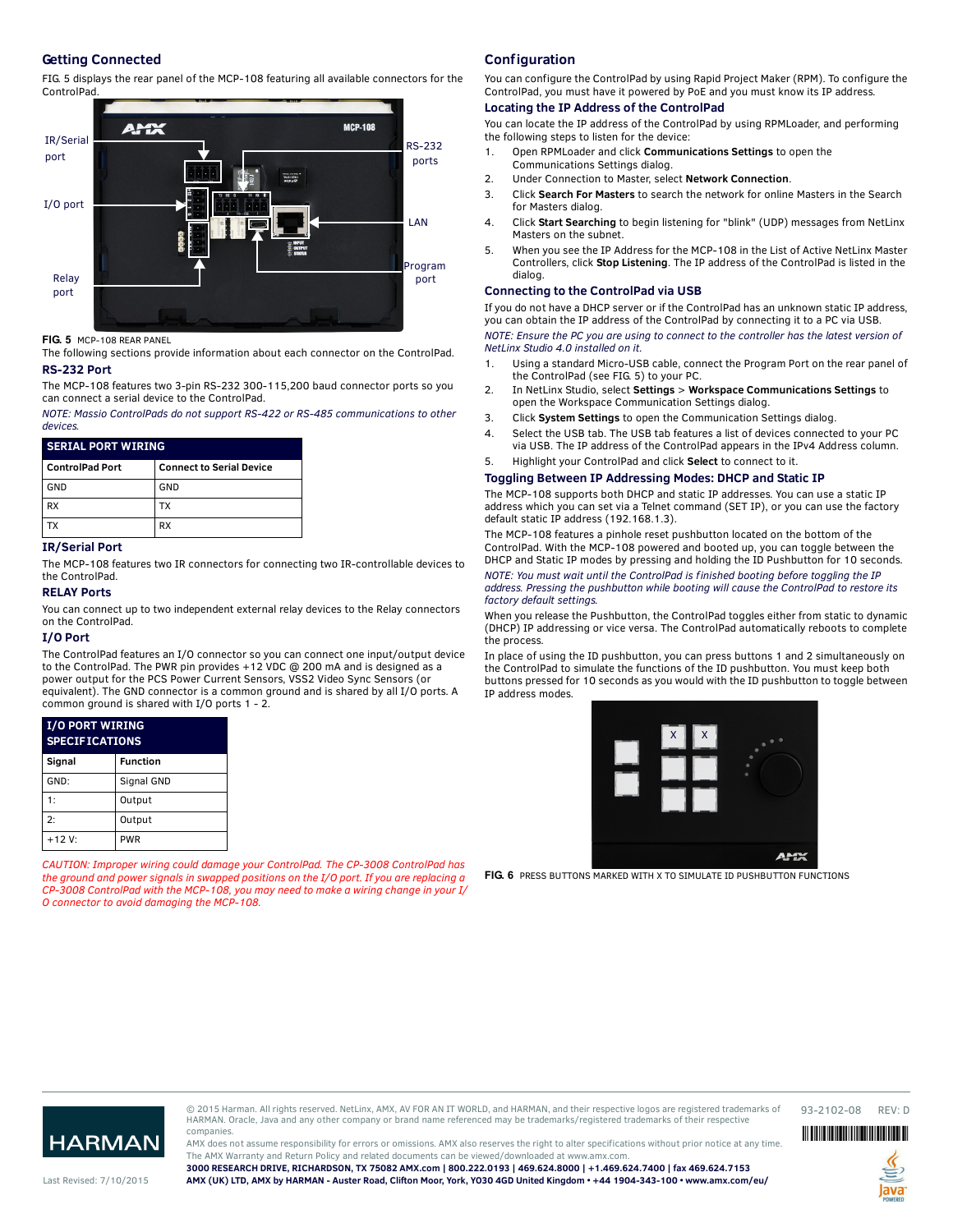## Getting Connected

FIG. 5 displays the rear panel of the MCP-108 featuring all available connectors for the ControlPad.

IR/Serial port

I/O port

Relay port

RS-232 ports

LAN

Program port

**FIG. 5** MCP-108 REAR PANEL

The following sections provide information about each connector on the ControlPad.

### RS-232 Port

The MCP-108 features two 3-pin RS-232 300-115,200 baud connector ports so you can connect a serial device to the ControlPad.

*NOTE: Massio ControlPads do not support RS-422 or RS-485 communications to other devices.*

| SERIAL PORT WIRING | |
|---|---|
| **ControlPad Port** | **Connect to Serial Device** |
| GND | GND |
| RX | TX |
| TX | RX |

### IR/Serial Port

The MCP-108 features two IR connectors for connecting two IR-controllable devices to the ControlPad.

### RELAY Ports

You can connect up to two independent external relay devices to the Relay connectors on the ControlPad.

### I/O Port

The ControlPad features an I/O connector so you can connect one input/output device to the ControlPad. The PWR pin provides +12 VDC @ 200 mA and is designed as a power output for the PCS Power Current Sensors, VSS2 Video Sync Sensors (or equivalent). The GND connector is a common ground and is shared by all I/O ports. A common ground is shared with I/O ports 1 - 2.

| I/O PORT WIRING SPECIFICATIONS | |
|---|---|
| **Signal** | **Function** |
| GND: | Signal GND |
| 1: | Output |
| 2: | Output |
| +12 V: | PWR |

*CAUTION: Improper wiring could damage your ControlPad. The CP-3008 ControlPad has the ground and power signals in swapped positions on the I/O port. If you are replacing a CP-3008 ControlPad with the MCP-108, you may need to make a wiring change in your I/O connector to avoid damaging the MCP-108.*

## Configuration

You can configure the ControlPad by using Rapid Project Maker (RPM). To configure the ControlPad, you must have it powered by PoE and you must know its IP address.

### Locating the IP Address of the ControlPad

You can locate the IP address of the ControlPad by using RPMLoader, and performing the following steps to listen for the device:

1. Open RPMLoader and click **Communications Settings** to open the Communications Settings dialog.
2. Under Connection to Master, select **Network Connection**.
3. Click **Search For Masters** to search the network for online Masters in the Search for Masters dialog.
4. Click **Start Searching** to begin listening for "blink" (UDP) messages from NetLinx Masters on the subnet.
5. When you see the IP Address for the MCP-108 in the List of Active NetLinx Master Controllers, click **Stop Listening**. The IP address of the ControlPad is listed in the dialog.

### Connecting to the ControlPad via USB

If you do not have a DHCP server or if the ControlPad has an unknown static IP address, you can obtain the IP address of the ControlPad by connecting it to a PC via USB.

*NOTE: Ensure the PC you are using to connect to the controller has the latest version of NetLinx Studio 4.0 installed on it.*

1. Using a standard Micro-USB cable, connect the Program Port on the rear panel of the ControlPad (see FIG. 5) to your PC.
2. In NetLinx Studio, select **Settings** > **Workspace Communications Settings** to open the Workspace Communication Settings dialog.
3. Click **System Settings** to open the Communication Settings dialog.
4. Select the USB tab. The USB tab features a list of devices connected to your PC via USB. The IP address of the ControlPad appears in the IPv4 Address column.
5. Highlight your ControlPad and click **Select** to connect to it.

### Toggling Between IP Addressing Modes: DHCP and Static IP

The MCP-108 supports both DHCP and static IP addresses. You can use a static IP address which you can set via a Telnet command (SET IP), or you can use the factory default static IP address (192.168.1.3).

The MCP-108 features a pinhole reset pushbutton located on the bottom of the ControlPad. With the MCP-108 powered and booted up, you can toggle between the DHCP and Static IP modes by pressing and holding the ID Pushbutton for 10 seconds.

*NOTE: You must wait until the ControlPad is finished booting before toggling the IP address. Pressing the pushbutton while booting will cause the ControlPad to restore its factory default settings.*

When you release the Pushbutton, the ControlPad toggles either from static to dynamic (DHCP) IP addressing or vice versa. The ControlPad automatically reboots to complete the process.

In place of using the ID pushbutton, you can press buttons 1 and 2 simultaneously on the ControlPad to simulate the functions of the ID pushbutton. You must keep both buttons pressed for 10 seconds as you would with the ID pushbutton to toggle between IP address modes.

**FIG. 6** PRESS BUTTONS MARKED WITH X TO SIMULATE ID PUSHBUTTON FUNCTIONS

© 2015 Harman. All rights reserved. NetLinx, AMX, AV FOR AN IT WORLD, and HARMAN, and their respective logos are registered trademarks of HARMAN. Oracle, Java and any other company or brand name referenced may be trademarks/registered trademarks of their respective companies.

AMX does not assume responsibility for errors or omissions. AMX also reserves the right to alter specifications without prior notice at any time. The AMX Warranty and Return Policy and related documents can be viewed/downloaded at www.amx.com.

**3000 RESEARCH DRIVE, RICHARDSON, TX 75082 AMX.com | 800.222.0193 | 469.624.8000 | +1.469.624.7400 | fax 469.624.7153**

**AMX (UK) LTD, AMX by HARMAN - Auster Road, Clifton Moor, York, YO30 4GD United Kingdom • +44 1904-343-100 • www.amx.com/eu/**

Last Revised: 7/10/2015

93-2102-08 REV: D